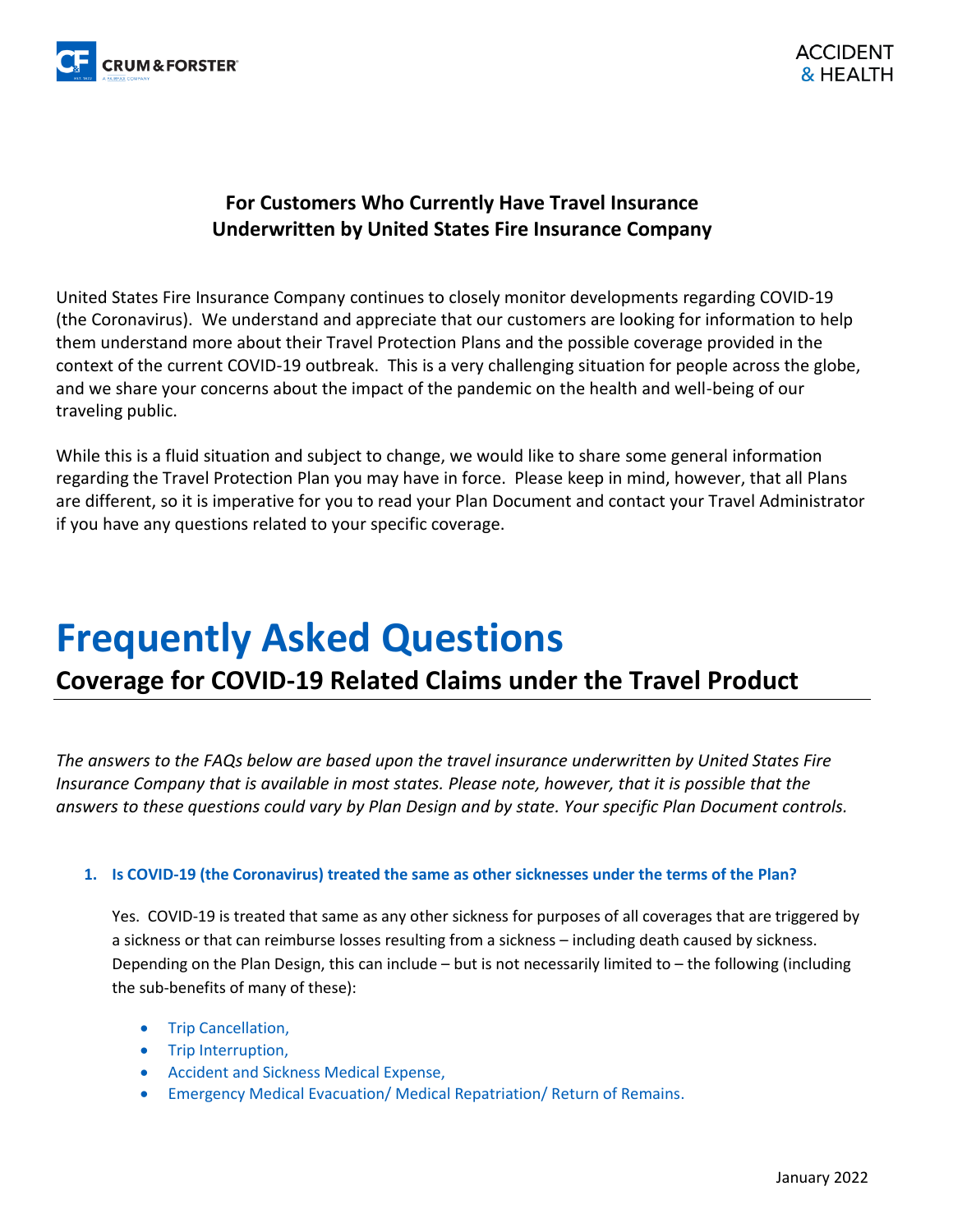**For Customers Who Currently Have Travel Insurance Underwritten by United States Fire Insurance Company**

United States Fire Insurance Company continues to closely monitor developments regarding COVID-19 (the Coronavirus). We understand and appreciate that our customers are looking for information to help them understand more about their Travel Protection Plans and the possible coverage provided in the context of the current COVID-19 outbreak. This is a very challenging situation for people across the globe, and we share your concerns about the impact of the pandemic on the health and well-being of our traveling public.

While this is a fluid situation and subject to change, we would like to share some general information regarding the Travel Protection Plan you may have in force. Please keep in mind, however, that all Plans are different, so it is imperative for you to read your Plan Document and contact your Travel Administrator if you have any questions related to your specific coverage.

# Frequently Asked Questions

## Coverage for COVID-19 Related Claims under the Travel Product

*The answers to the FAQs below are based upon the travel insurance underwritten by United States Fire Insurance Company that is available in most states. Please note, however, that it is possible that the answers to these questions could vary by Plan Design and by state. Your specific Plan Document controls.*

1. **Is COVID-19 (the Coronavirus) treated the same as other sicknesses under the terms of the Plan?**

   Yes. COVID-19 is treated that same as any other sickness for purposes of all coverages that are triggered by a sickness or that can reimburse losses resulting from a sickness – including death caused by sickness. Depending on the Plan Design, this can include – but is not necessarily limited to – the following (including the sub-benefits of many of these):

   - Trip Cancellation,
   - Trip Interruption,
   - Accident and Sickness Medical Expense,
   - Emergency Medical Evacuation/ Medical Repatriation/ Return of Remains.

January 2022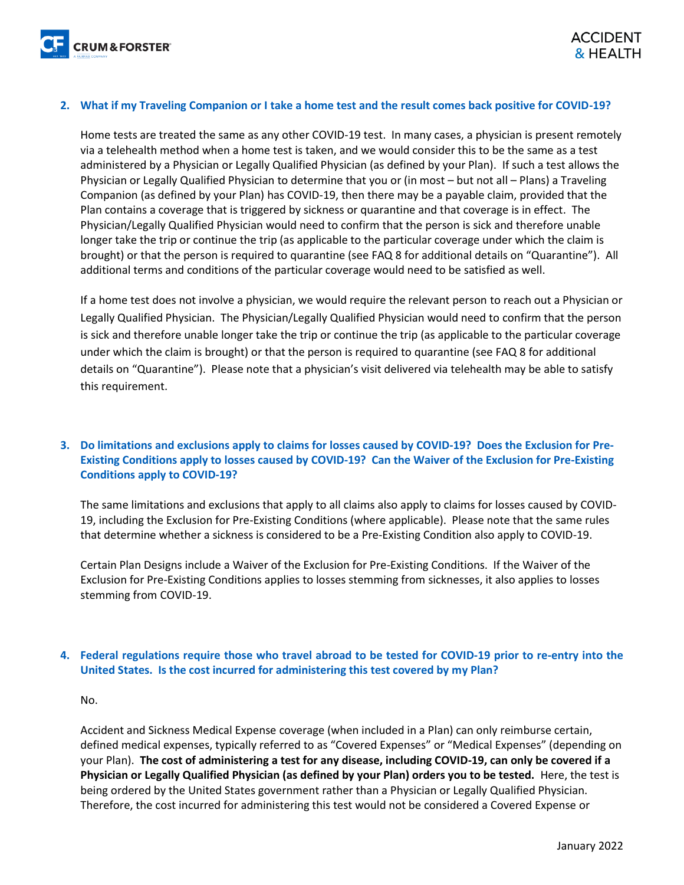2. **What if my Traveling Companion or I take a home test and the result comes back positive for COVID-19?**

   Home tests are treated the same as any other COVID-19 test. In many cases, a physician is present remotely via a telehealth method when a home test is taken, and we would consider this to be the same as a test administered by a Physician or Legally Qualified Physician (as defined by your Plan). If such a test allows the Physician or Legally Qualified Physician to determine that you or (in most – but not all – Plans) a Traveling Companion (as defined by your Plan) has COVID-19, then there may be a payable claim, provided that the Plan contains a coverage that is triggered by sickness or quarantine and that coverage is in effect. The Physician/Legally Qualified Physician would need to confirm that the person is sick and therefore unable longer take the trip or continue the trip (as applicable to the particular coverage under which the claim is brought) or that the person is required to quarantine (see FAQ 8 for additional details on "Quarantine"). All additional terms and conditions of the particular coverage would need to be satisfied as well.

   If a home test does not involve a physician, we would require the relevant person to reach out a Physician or Legally Qualified Physician. The Physician/Legally Qualified Physician would need to confirm that the person is sick and therefore unable longer take the trip or continue the trip (as applicable to the particular coverage under which the claim is brought) or that the person is required to quarantine (see FAQ 8 for additional details on "Quarantine"). Please note that a physician's visit delivered via telehealth may be able to satisfy this requirement.

3. **Do limitations and exclusions apply to claims for losses caused by COVID-19? Does the Exclusion for Pre-Existing Conditions apply to losses caused by COVID-19? Can the Waiver of the Exclusion for Pre-Existing Conditions apply to COVID-19?**

   The same limitations and exclusions that apply to all claims also apply to claims for losses caused by COVID-19, including the Exclusion for Pre-Existing Conditions (where applicable). Please note that the same rules that determine whether a sickness is considered to be a Pre-Existing Condition also apply to COVID-19.

   Certain Plan Designs include a Waiver of the Exclusion for Pre-Existing Conditions. If the Waiver of the Exclusion for Pre-Existing Conditions applies to losses stemming from sicknesses, it also applies to losses stemming from COVID-19.

4. **Federal regulations require those who travel abroad to be tested for COVID-19 prior to re-entry into the United States. Is the cost incurred for administering this test covered by my Plan?**

   No.

   Accident and Sickness Medical Expense coverage (when included in a Plan) can only reimburse certain, defined medical expenses, typically referred to as "Covered Expenses" or "Medical Expenses" (depending on your Plan). **The cost of administering a test for any disease, including COVID-19, can only be covered if a Physician or Legally Qualified Physician (as defined by your Plan) orders you to be tested.** Here, the test is being ordered by the United States government rather than a Physician or Legally Qualified Physician. Therefore, the cost incurred for administering this test would not be considered a Covered Expense or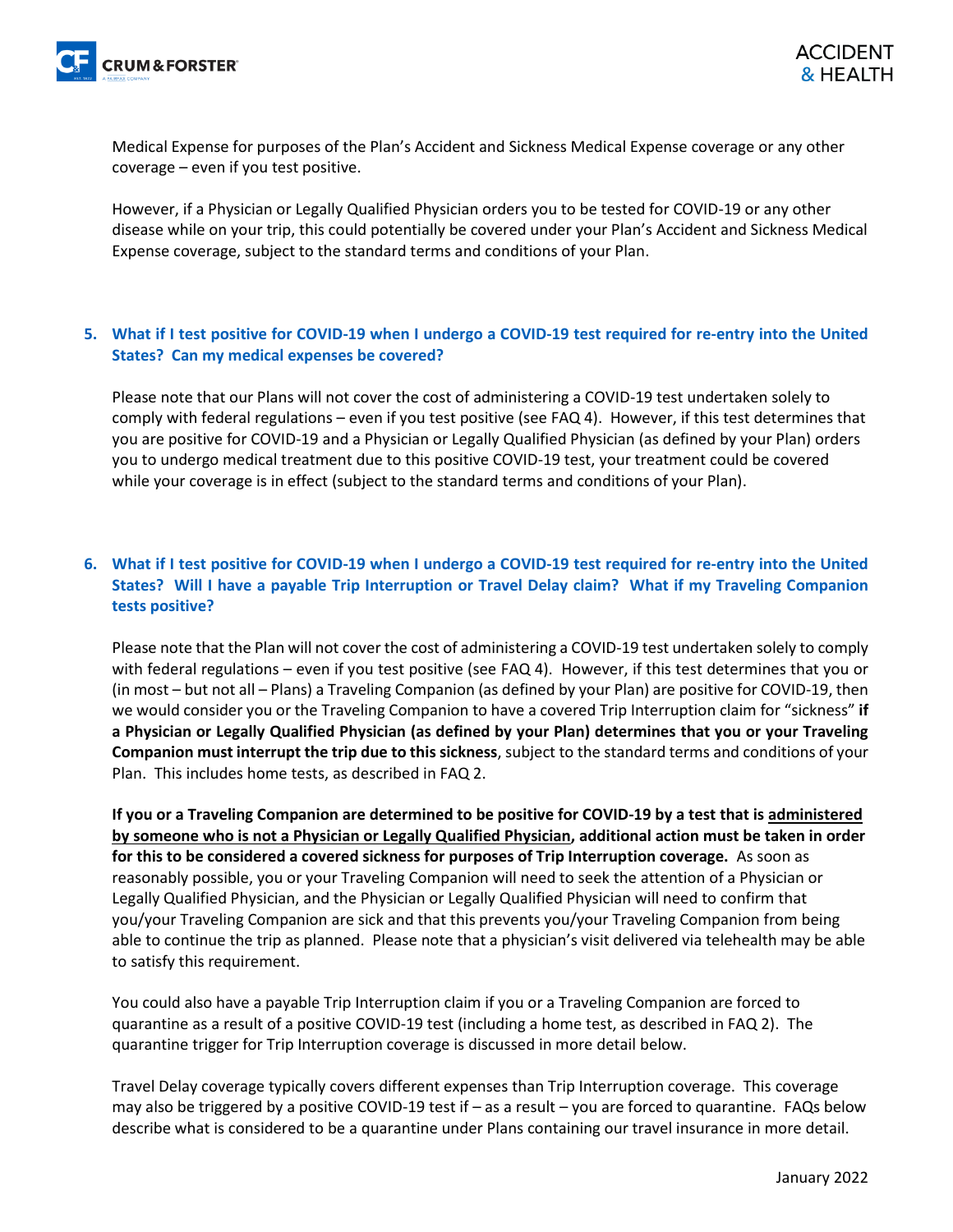Medical Expense for purposes of the Plan's Accident and Sickness Medical Expense coverage or any other coverage – even if you test positive.

However, if a Physician or Legally Qualified Physician orders you to be tested for COVID-19 or any other disease while on your trip, this could potentially be covered under your Plan's Accident and Sickness Medical Expense coverage, subject to the standard terms and conditions of your Plan.

### 5. What if I test positive for COVID-19 when I undergo a COVID-19 test required for re-entry into the United States? Can my medical expenses be covered?

Please note that our Plans will not cover the cost of administering a COVID-19 test undertaken solely to comply with federal regulations – even if you test positive (see FAQ 4). However, if this test determines that you are positive for COVID-19 and a Physician or Legally Qualified Physician (as defined by your Plan) orders you to undergo medical treatment due to this positive COVID-19 test, your treatment could be covered while your coverage is in effect (subject to the standard terms and conditions of your Plan).

### 6. What if I test positive for COVID-19 when I undergo a COVID-19 test required for re-entry into the United States? Will I have a payable Trip Interruption or Travel Delay claim? What if my Traveling Companion tests positive?

Please note that the Plan will not cover the cost of administering a COVID-19 test undertaken solely to comply with federal regulations – even if you test positive (see FAQ 4). However, if this test determines that you or (in most – but not all – Plans) a Traveling Companion (as defined by your Plan) are positive for COVID-19, then we would consider you or the Traveling Companion to have a covered Trip Interruption claim for "sickness" **if a Physician or Legally Qualified Physician (as defined by your Plan) determines that you or your Traveling Companion must interrupt the trip due to this sickness**, subject to the standard terms and conditions of your Plan. This includes home tests, as described in FAQ 2.

**If you or a Traveling Companion are determined to be positive for COVID-19 by a test that is <u>administered by someone who is not a Physician or Legally Qualified Physician</u>, additional action must be taken in order for this to be considered a covered sickness for purposes of Trip Interruption coverage.** As soon as reasonably possible, you or your Traveling Companion will need to seek the attention of a Physician or Legally Qualified Physician, and the Physician or Legally Qualified Physician will need to confirm that you/your Traveling Companion are sick and that this prevents you/your Traveling Companion from being able to continue the trip as planned. Please note that a physician's visit delivered via telehealth may be able to satisfy this requirement.

You could also have a payable Trip Interruption claim if you or a Traveling Companion are forced to quarantine as a result of a positive COVID-19 test (including a home test, as described in FAQ 2). The quarantine trigger for Trip Interruption coverage is discussed in more detail below.

Travel Delay coverage typically covers different expenses than Trip Interruption coverage. This coverage may also be triggered by a positive COVID-19 test if – as a result – you are forced to quarantine. FAQs below describe what is considered to be a quarantine under Plans containing our travel insurance in more detail.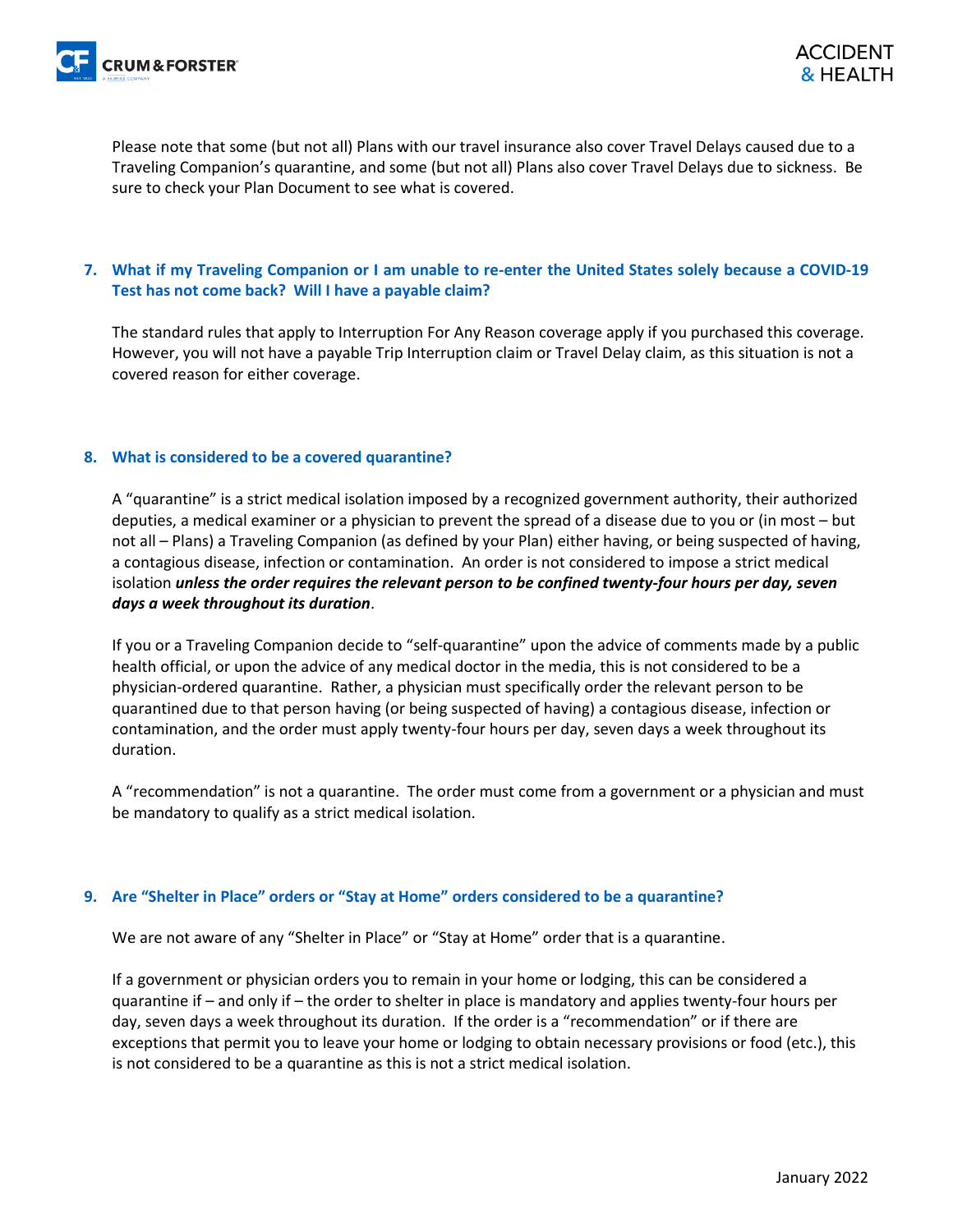Please note that some (but not all) Plans with our travel insurance also cover Travel Delays caused due to a Traveling Companion's quarantine, and some (but not all) Plans also cover Travel Delays due to sickness. Be sure to check your Plan Document to see what is covered.

### 7. What if my Traveling Companion or I am unable to re-enter the United States solely because a COVID-19 Test has not come back? Will I have a payable claim?

The standard rules that apply to Interruption For Any Reason coverage apply if you purchased this coverage. However, you will not have a payable Trip Interruption claim or Travel Delay claim, as this situation is not a covered reason for either coverage.

### 8. What is considered to be a covered quarantine?

A "quarantine" is a strict medical isolation imposed by a recognized government authority, their authorized deputies, a medical examiner or a physician to prevent the spread of a disease due to you or (in most – but not all – Plans) a Traveling Companion (as defined by your Plan) either having, or being suspected of having, a contagious disease, infection or contamination. An order is not considered to impose a strict medical isolation ***unless the order requires the relevant person to be confined twenty-four hours per day, seven days a week throughout its duration***.

If you or a Traveling Companion decide to "self-quarantine" upon the advice of comments made by a public health official, or upon the advice of any medical doctor in the media, this is not considered to be a physician-ordered quarantine. Rather, a physician must specifically order the relevant person to be quarantined due to that person having (or being suspected of having) a contagious disease, infection or contamination, and the order must apply twenty-four hours per day, seven days a week throughout its duration.

A "recommendation" is not a quarantine. The order must come from a government or a physician and must be mandatory to qualify as a strict medical isolation.

### 9. Are "Shelter in Place" orders or "Stay at Home" orders considered to be a quarantine?

We are not aware of any "Shelter in Place" or "Stay at Home" order that is a quarantine.

If a government or physician orders you to remain in your home or lodging, this can be considered a quarantine if – and only if – the order to shelter in place is mandatory and applies twenty-four hours per day, seven days a week throughout its duration. If the order is a "recommendation" or if there are exceptions that permit you to leave your home or lodging to obtain necessary provisions or food (etc.), this is not considered to be a quarantine as this is not a strict medical isolation.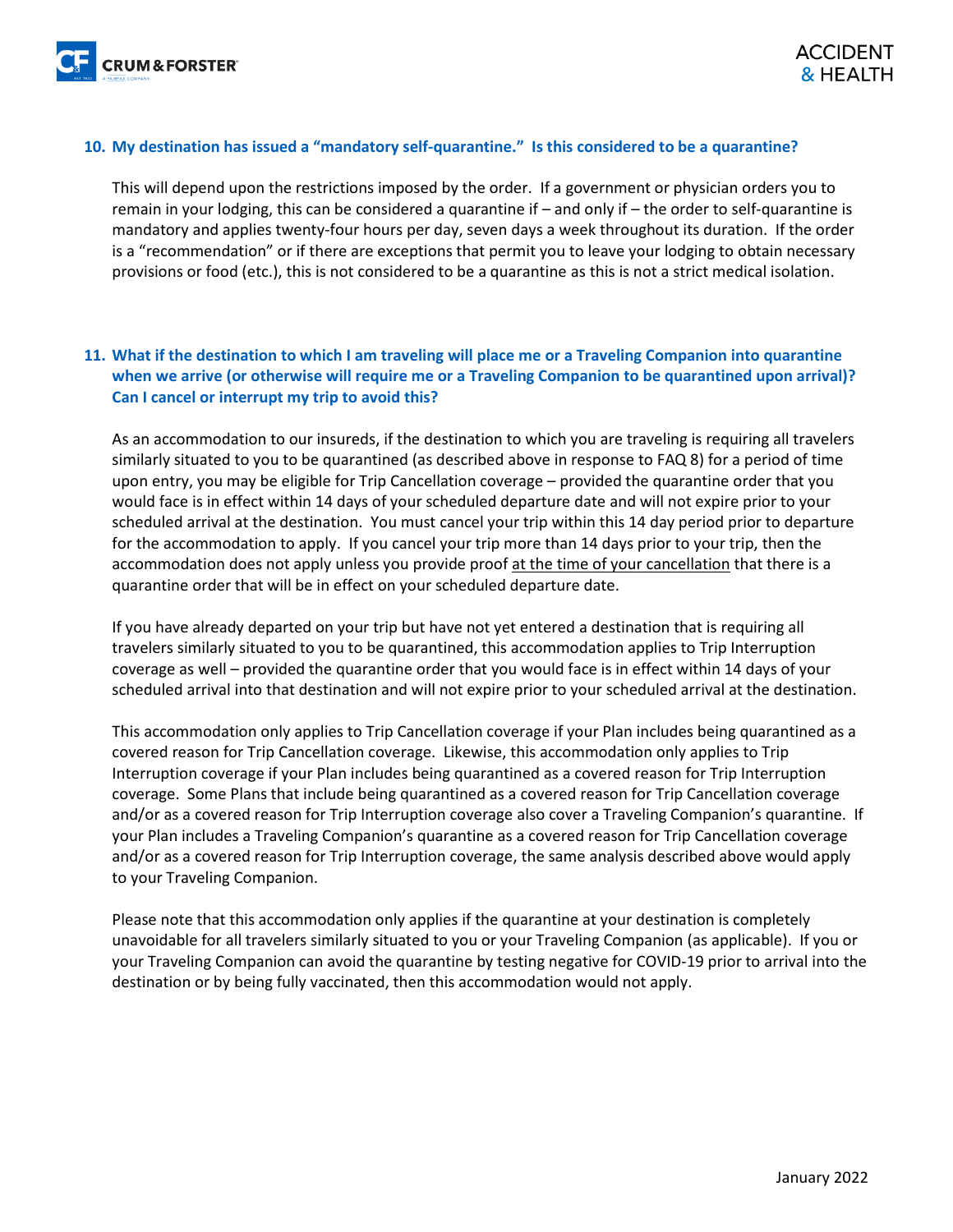**10. My destination has issued a "mandatory self-quarantine." Is this considered to be a quarantine?**

This will depend upon the restrictions imposed by the order. If a government or physician orders you to remain in your lodging, this can be considered a quarantine if – and only if – the order to self-quarantine is mandatory and applies twenty-four hours per day, seven days a week throughout its duration. If the order is a "recommendation" or if there are exceptions that permit you to leave your lodging to obtain necessary provisions or food (etc.), this is not considered to be a quarantine as this is not a strict medical isolation.

**11. What if the destination to which I am traveling will place me or a Traveling Companion into quarantine when we arrive (or otherwise will require me or a Traveling Companion to be quarantined upon arrival)? Can I cancel or interrupt my trip to avoid this?**

As an accommodation to our insureds, if the destination to which you are traveling is requiring all travelers similarly situated to you to be quarantined (as described above in response to FAQ 8) for a period of time upon entry, you may be eligible for Trip Cancellation coverage – provided the quarantine order that you would face is in effect within 14 days of your scheduled departure date and will not expire prior to your scheduled arrival at the destination. You must cancel your trip within this 14 day period prior to departure for the accommodation to apply. If you cancel your trip more than 14 days prior to your trip, then the accommodation does not apply unless you provide proof <u>at the time of your cancellation</u> that there is a quarantine order that will be in effect on your scheduled departure date.

If you have already departed on your trip but have not yet entered a destination that is requiring all travelers similarly situated to you to be quarantined, this accommodation applies to Trip Interruption coverage as well – provided the quarantine order that you would face is in effect within 14 days of your scheduled arrival into that destination and will not expire prior to your scheduled arrival at the destination.

This accommodation only applies to Trip Cancellation coverage if your Plan includes being quarantined as a covered reason for Trip Cancellation coverage. Likewise, this accommodation only applies to Trip Interruption coverage if your Plan includes being quarantined as a covered reason for Trip Interruption coverage. Some Plans that include being quarantined as a covered reason for Trip Cancellation coverage and/or as a covered reason for Trip Interruption coverage also cover a Traveling Companion's quarantine. If your Plan includes a Traveling Companion's quarantine as a covered reason for Trip Cancellation coverage and/or as a covered reason for Trip Interruption coverage, the same analysis described above would apply to your Traveling Companion.

Please note that this accommodation only applies if the quarantine at your destination is completely unavoidable for all travelers similarly situated to you or your Traveling Companion (as applicable). If you or your Traveling Companion can avoid the quarantine by testing negative for COVID-19 prior to arrival into the destination or by being fully vaccinated, then this accommodation would not apply.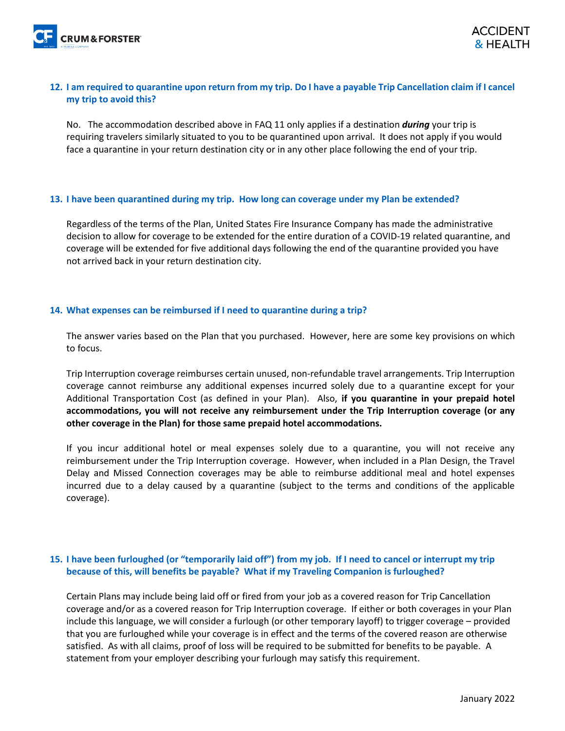### 12. I am required to quarantine upon return from my trip. Do I have a payable Trip Cancellation claim if I cancel my trip to avoid this?

No. The accommodation described above in FAQ 11 only applies if a destination ***during*** your trip is requiring travelers similarly situated to you to be quarantined upon arrival. It does not apply if you would face a quarantine in your return destination city or in any other place following the end of your trip.

### 13. I have been quarantined during my trip. How long can coverage under my Plan be extended?

Regardless of the terms of the Plan, United States Fire Insurance Company has made the administrative decision to allow for coverage to be extended for the entire duration of a COVID-19 related quarantine, and coverage will be extended for five additional days following the end of the quarantine provided you have not arrived back in your return destination city.

### 14. What expenses can be reimbursed if I need to quarantine during a trip?

The answer varies based on the Plan that you purchased. However, here are some key provisions on which to focus.

Trip Interruption coverage reimburses certain unused, non-refundable travel arrangements. Trip Interruption coverage cannot reimburse any additional expenses incurred solely due to a quarantine except for your Additional Transportation Cost (as defined in your Plan). Also, **if you quarantine in your prepaid hotel accommodations, you will not receive any reimbursement under the Trip Interruption coverage (or any other coverage in the Plan) for those same prepaid hotel accommodations.**

If you incur additional hotel or meal expenses solely due to a quarantine, you will not receive any reimbursement under the Trip Interruption coverage. However, when included in a Plan Design, the Travel Delay and Missed Connection coverages may be able to reimburse additional meal and hotel expenses incurred due to a delay caused by a quarantine (subject to the terms and conditions of the applicable coverage).

### 15. I have been furloughed (or "temporarily laid off") from my job. If I need to cancel or interrupt my trip because of this, will benefits be payable? What if my Traveling Companion is furloughed?

Certain Plans may include being laid off or fired from your job as a covered reason for Trip Cancellation coverage and/or as a covered reason for Trip Interruption coverage. If either or both coverages in your Plan include this language, we will consider a furlough (or other temporary layoff) to trigger coverage – provided that you are furloughed while your coverage is in effect and the terms of the covered reason are otherwise satisfied. As with all claims, proof of loss will be required to be submitted for benefits to be payable. A statement from your employer describing your furlough may satisfy this requirement.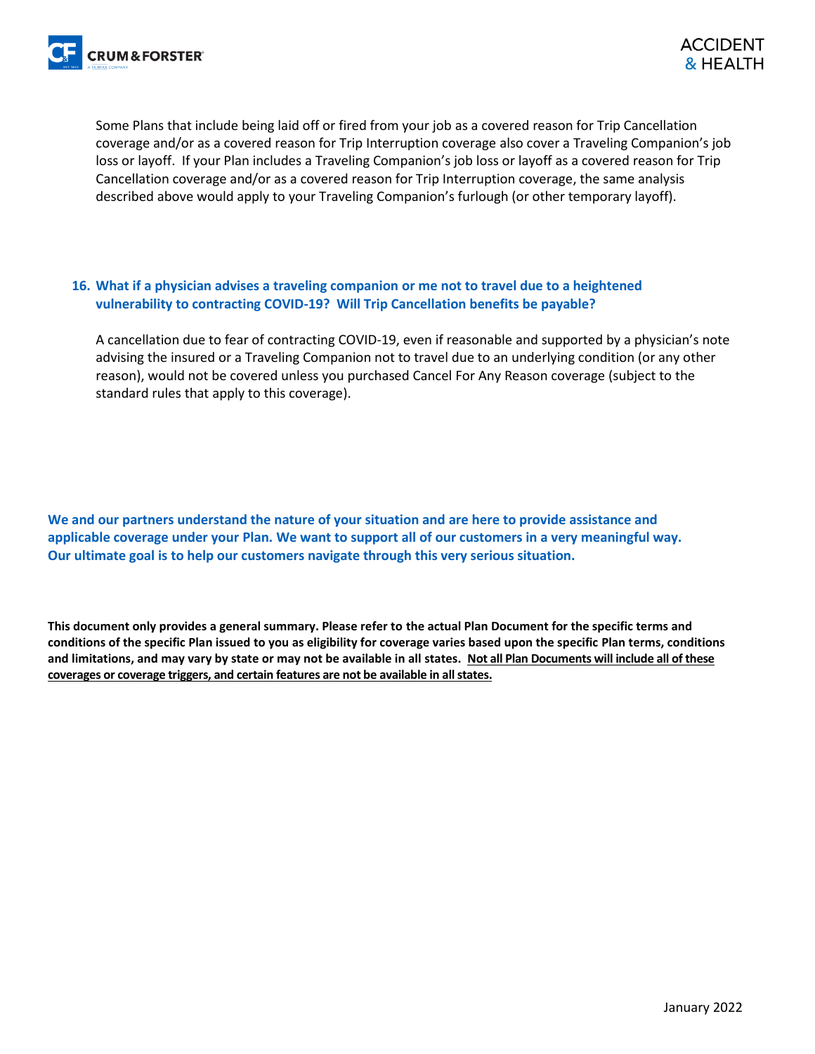Some Plans that include being laid off or fired from your job as a covered reason for Trip Cancellation coverage and/or as a covered reason for Trip Interruption coverage also cover a Traveling Companion's job loss or layoff. If your Plan includes a Traveling Companion's job loss or layoff as a covered reason for Trip Cancellation coverage and/or as a covered reason for Trip Interruption coverage, the same analysis described above would apply to your Traveling Companion's furlough (or other temporary layoff).

### 16. What if a physician advises a traveling companion or me not to travel due to a heightened vulnerability to contracting COVID-19? Will Trip Cancellation benefits be payable?

A cancellation due to fear of contracting COVID-19, even if reasonable and supported by a physician's note advising the insured or a Traveling Companion not to travel due to an underlying condition (or any other reason), would not be covered unless you purchased Cancel For Any Reason coverage (subject to the standard rules that apply to this coverage).

**We and our partners understand the nature of your situation and are here to provide assistance and applicable coverage under your Plan. We want to support all of our customers in a very meaningful way. Our ultimate goal is to help our customers navigate through this very serious situation.**

**This document only provides a general summary. Please refer to the actual Plan Document for the specific terms and conditions of the specific Plan issued to you as eligibility for coverage varies based upon the specific Plan terms, conditions and limitations, and may vary by state or may not be available in all states. Not all Plan Documents will include all of these coverages or coverage triggers, and certain features are not be available in all states.**

January 2022